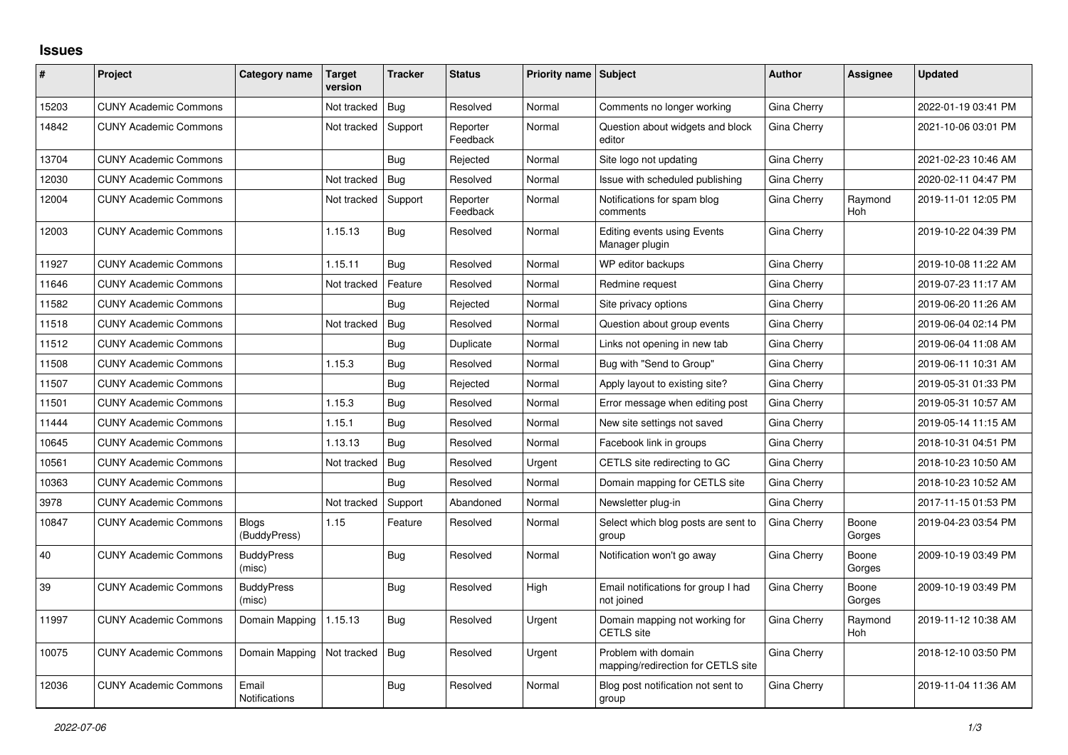# Issues

| # | Project | Category name | Target version | Tracker | Status | Priority name | Subject | Author | Assignee | Updated |
|---|---|---|---|---|---|---|---|---|---|---|
| 15203 | CUNY Academic Commons | | Not tracked | Bug | Resolved | Normal | Comments no longer working | Gina Cherry | | 2022-01-19 03:41 PM |
| 14842 | CUNY Academic Commons | | Not tracked | Support | Reporter Feedback | Normal | Question about widgets and block editor | Gina Cherry | | 2021-10-06 03:01 PM |
| 13704 | CUNY Academic Commons | | | Bug | Rejected | Normal | Site logo not updating | Gina Cherry | | 2021-02-23 10:46 AM |
| 12030 | CUNY Academic Commons | | Not tracked | Bug | Resolved | Normal | Issue with scheduled publishing | Gina Cherry | | 2020-02-11 04:47 PM |
| 12004 | CUNY Academic Commons | | Not tracked | Support | Reporter Feedback | Normal | Notifications for spam blog comments | Gina Cherry | Raymond Hoh | 2019-11-01 12:05 PM |
| 12003 | CUNY Academic Commons | | 1.15.13 | Bug | Resolved | Normal | Editing events using Events Manager plugin | Gina Cherry | | 2019-10-22 04:39 PM |
| 11927 | CUNY Academic Commons | | 1.15.11 | Bug | Resolved | Normal | WP editor backups | Gina Cherry | | 2019-10-08 11:22 AM |
| 11646 | CUNY Academic Commons | | Not tracked | Feature | Resolved | Normal | Redmine request | Gina Cherry | | 2019-07-23 11:17 AM |
| 11582 | CUNY Academic Commons | | | Bug | Rejected | Normal | Site privacy options | Gina Cherry | | 2019-06-20 11:26 AM |
| 11518 | CUNY Academic Commons | | Not tracked | Bug | Resolved | Normal | Question about group events | Gina Cherry | | 2019-06-04 02:14 PM |
| 11512 | CUNY Academic Commons | | | Bug | Duplicate | Normal | Links not opening in new tab | Gina Cherry | | 2019-06-04 11:08 AM |
| 11508 | CUNY Academic Commons | | 1.15.3 | Bug | Resolved | Normal | Bug with "Send to Group" | Gina Cherry | | 2019-06-11 10:31 AM |
| 11507 | CUNY Academic Commons | | | Bug | Rejected | Normal | Apply layout to existing site? | Gina Cherry | | 2019-05-31 01:33 PM |
| 11501 | CUNY Academic Commons | | 1.15.3 | Bug | Resolved | Normal | Error message when editing post | Gina Cherry | | 2019-05-31 10:57 AM |
| 11444 | CUNY Academic Commons | | 1.15.1 | Bug | Resolved | Normal | New site settings not saved | Gina Cherry | | 2019-05-14 11:15 AM |
| 10645 | CUNY Academic Commons | | 1.13.13 | Bug | Resolved | Normal | Facebook link in groups | Gina Cherry | | 2018-10-31 04:51 PM |
| 10561 | CUNY Academic Commons | | Not tracked | Bug | Resolved | Urgent | CETLS site redirecting to GC | Gina Cherry | | 2018-10-23 10:50 AM |
| 10363 | CUNY Academic Commons | | | Bug | Resolved | Normal | Domain mapping for CETLS site | Gina Cherry | | 2018-10-23 10:52 AM |
| 3978 | CUNY Academic Commons | | Not tracked | Support | Abandoned | Normal | Newsletter plug-in | Gina Cherry | | 2017-11-15 01:53 PM |
| 10847 | CUNY Academic Commons | Blogs (BuddyPress) | 1.15 | Feature | Resolved | Normal | Select which blog posts are sent to group | Gina Cherry | Boone Gorges | 2019-04-23 03:54 PM |
| 40 | CUNY Academic Commons | BuddyPress (misc) | | Bug | Resolved | Normal | Notification won't go away | Gina Cherry | Boone Gorges | 2009-10-19 03:49 PM |
| 39 | CUNY Academic Commons | BuddyPress (misc) | | Bug | Resolved | High | Email notifications for group I had not joined | Gina Cherry | Boone Gorges | 2009-10-19 03:49 PM |
| 11997 | CUNY Academic Commons | Domain Mapping | 1.15.13 | Bug | Resolved | Urgent | Domain mapping not working for CETLS site | Gina Cherry | Raymond Hoh | 2019-11-12 10:38 AM |
| 10075 | CUNY Academic Commons | Domain Mapping | Not tracked | Bug | Resolved | Urgent | Problem with domain mapping/redirection for CETLS site | Gina Cherry | | 2018-12-10 03:50 PM |
| 12036 | CUNY Academic Commons | Email Notifications | | Bug | Resolved | Normal | Blog post notification not sent to group | Gina Cherry | | 2019-11-04 11:36 AM |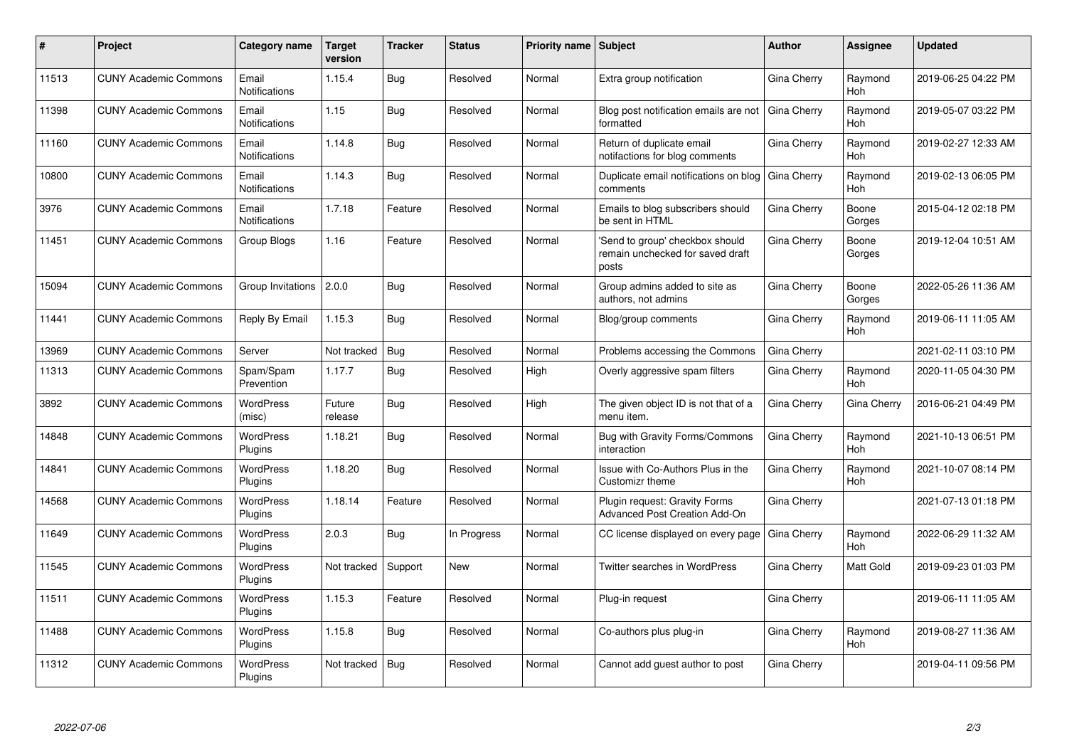| # | Project | Category name | Target version | Tracker | Status | Priority name | Subject | Author | Assignee | Updated |
| --- | --- | --- | --- | --- | --- | --- | --- | --- | --- | --- |
| 11513 | CUNY Academic Commons | Email Notifications | 1.15.4 | Bug | Resolved | Normal | Extra group notification | Gina Cherry | Raymond Hoh | 2019-06-25 04:22 PM |
| 11398 | CUNY Academic Commons | Email Notifications | 1.15 | Bug | Resolved | Normal | Blog post notification emails are not formatted | Gina Cherry | Raymond Hoh | 2019-05-07 03:22 PM |
| 11160 | CUNY Academic Commons | Email Notifications | 1.14.8 | Bug | Resolved | Normal | Return of duplicate email notifactions for blog comments | Gina Cherry | Raymond Hoh | 2019-02-27 12:33 AM |
| 10800 | CUNY Academic Commons | Email Notifications | 1.14.3 | Bug | Resolved | Normal | Duplicate email notifications on blog comments | Gina Cherry | Raymond Hoh | 2019-02-13 06:05 PM |
| 3976 | CUNY Academic Commons | Email Notifications | 1.7.18 | Feature | Resolved | Normal | Emails to blog subscribers should be sent in HTML | Gina Cherry | Boone Gorges | 2015-04-12 02:18 PM |
| 11451 | CUNY Academic Commons | Group Blogs | 1.16 | Feature | Resolved | Normal | 'Send to group' checkbox should remain unchecked for saved draft posts | Gina Cherry | Boone Gorges | 2019-12-04 10:51 AM |
| 15094 | CUNY Academic Commons | Group Invitations | 2.0.0 | Bug | Resolved | Normal | Group admins added to site as authors, not admins | Gina Cherry | Boone Gorges | 2022-05-26 11:36 AM |
| 11441 | CUNY Academic Commons | Reply By Email | 1.15.3 | Bug | Resolved | Normal | Blog/group comments | Gina Cherry | Raymond Hoh | 2019-06-11 11:05 AM |
| 13969 | CUNY Academic Commons | Server | Not tracked | Bug | Resolved | Normal | Problems accessing the Commons | Gina Cherry | | 2021-02-11 03:10 PM |
| 11313 | CUNY Academic Commons | Spam/Spam Prevention | 1.17.7 | Bug | Resolved | High | Overly aggressive spam filters | Gina Cherry | Raymond Hoh | 2020-11-05 04:30 PM |
| 3892 | CUNY Academic Commons | WordPress (misc) | Future release | Bug | Resolved | High | The given object ID is not that of a menu item. | Gina Cherry | Gina Cherry | 2016-06-21 04:49 PM |
| 14848 | CUNY Academic Commons | WordPress Plugins | 1.18.21 | Bug | Resolved | Normal | Bug with Gravity Forms/Commons interaction | Gina Cherry | Raymond Hoh | 2021-10-13 06:51 PM |
| 14841 | CUNY Academic Commons | WordPress Plugins | 1.18.20 | Bug | Resolved | Normal | Issue with Co-Authors Plus in the Customizr theme | Gina Cherry | Raymond Hoh | 2021-10-07 08:14 PM |
| 14568 | CUNY Academic Commons | WordPress Plugins | 1.18.14 | Feature | Resolved | Normal | Plugin request: Gravity Forms Advanced Post Creation Add-On | Gina Cherry | | 2021-07-13 01:18 PM |
| 11649 | CUNY Academic Commons | WordPress Plugins | 2.0.3 | Bug | In Progress | Normal | CC license displayed on every page | Gina Cherry | Raymond Hoh | 2022-06-29 11:32 AM |
| 11545 | CUNY Academic Commons | WordPress Plugins | Not tracked | Support | New | Normal | Twitter searches in WordPress | Gina Cherry | Matt Gold | 2019-09-23 01:03 PM |
| 11511 | CUNY Academic Commons | WordPress Plugins | 1.15.3 | Feature | Resolved | Normal | Plug-in request | Gina Cherry | | 2019-06-11 11:05 AM |
| 11488 | CUNY Academic Commons | WordPress Plugins | 1.15.8 | Bug | Resolved | Normal | Co-authors plus plug-in | Gina Cherry | Raymond Hoh | 2019-08-27 11:36 AM |
| 11312 | CUNY Academic Commons | WordPress Plugins | Not tracked | Bug | Resolved | Normal | Cannot add guest author to post | Gina Cherry | | 2019-04-11 09:56 PM |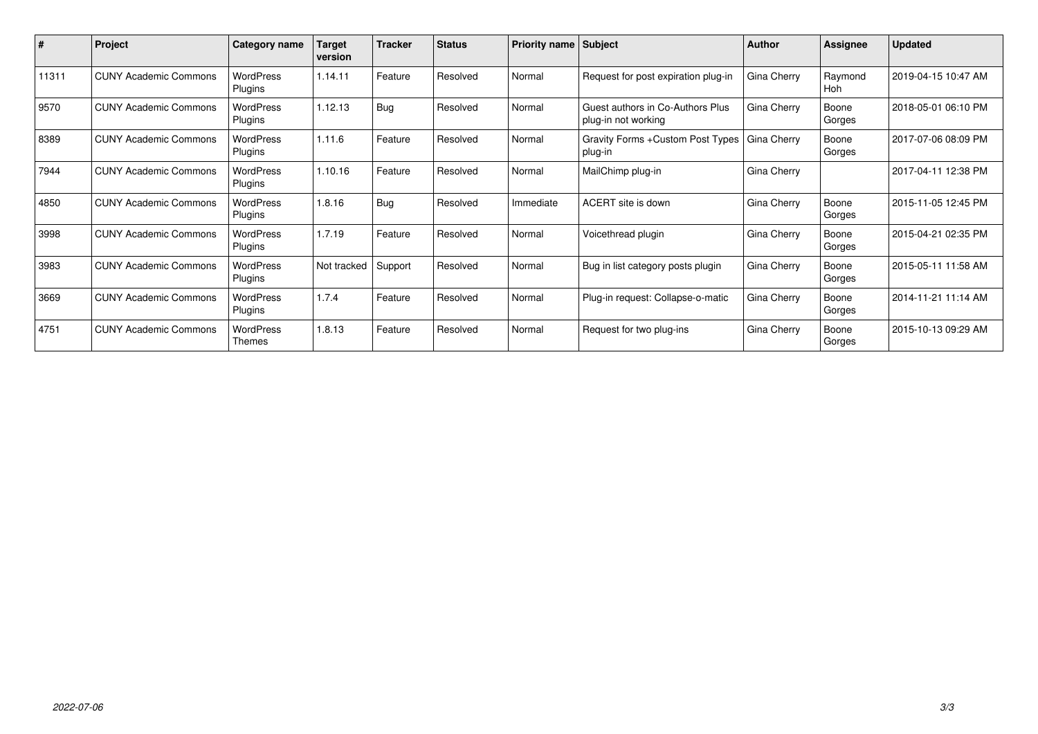| # | Project | Category name | Target version | Tracker | Status | Priority name | Subject | Author | Assignee | Updated |
|---|---|---|---|---|---|---|---|---|---|---|
| 11311 | CUNY Academic Commons | WordPress Plugins | 1.14.11 | Feature | Resolved | Normal | Request for post expiration plug-in | Gina Cherry | Raymond Hoh | 2019-04-15 10:47 AM |
| 9570 | CUNY Academic Commons | WordPress Plugins | 1.12.13 | Bug | Resolved | Normal | Guest authors in Co-Authors Plus plug-in not working | Gina Cherry | Boone Gorges | 2018-05-01 06:10 PM |
| 8389 | CUNY Academic Commons | WordPress Plugins | 1.11.6 | Feature | Resolved | Normal | Gravity Forms +Custom Post Types plug-in | Gina Cherry | Boone Gorges | 2017-07-06 08:09 PM |
| 7944 | CUNY Academic Commons | WordPress Plugins | 1.10.16 | Feature | Resolved | Normal | MailChimp plug-in | Gina Cherry | | 2017-04-11 12:38 PM |
| 4850 | CUNY Academic Commons | WordPress Plugins | 1.8.16 | Bug | Resolved | Immediate | ACERT site is down | Gina Cherry | Boone Gorges | 2015-11-05 12:45 PM |
| 3998 | CUNY Academic Commons | WordPress Plugins | 1.7.19 | Feature | Resolved | Normal | Voicethread plugin | Gina Cherry | Boone Gorges | 2015-04-21 02:35 PM |
| 3983 | CUNY Academic Commons | WordPress Plugins | Not tracked | Support | Resolved | Normal | Bug in list category posts plugin | Gina Cherry | Boone Gorges | 2015-05-11 11:58 AM |
| 3669 | CUNY Academic Commons | WordPress Plugins | 1.7.4 | Feature | Resolved | Normal | Plug-in request: Collapse-o-matic | Gina Cherry | Boone Gorges | 2014-11-21 11:14 AM |
| 4751 | CUNY Academic Commons | WordPress Themes | 1.8.13 | Feature | Resolved | Normal | Request for two plug-ins | Gina Cherry | Boone Gorges | 2015-10-13 09:29 AM |